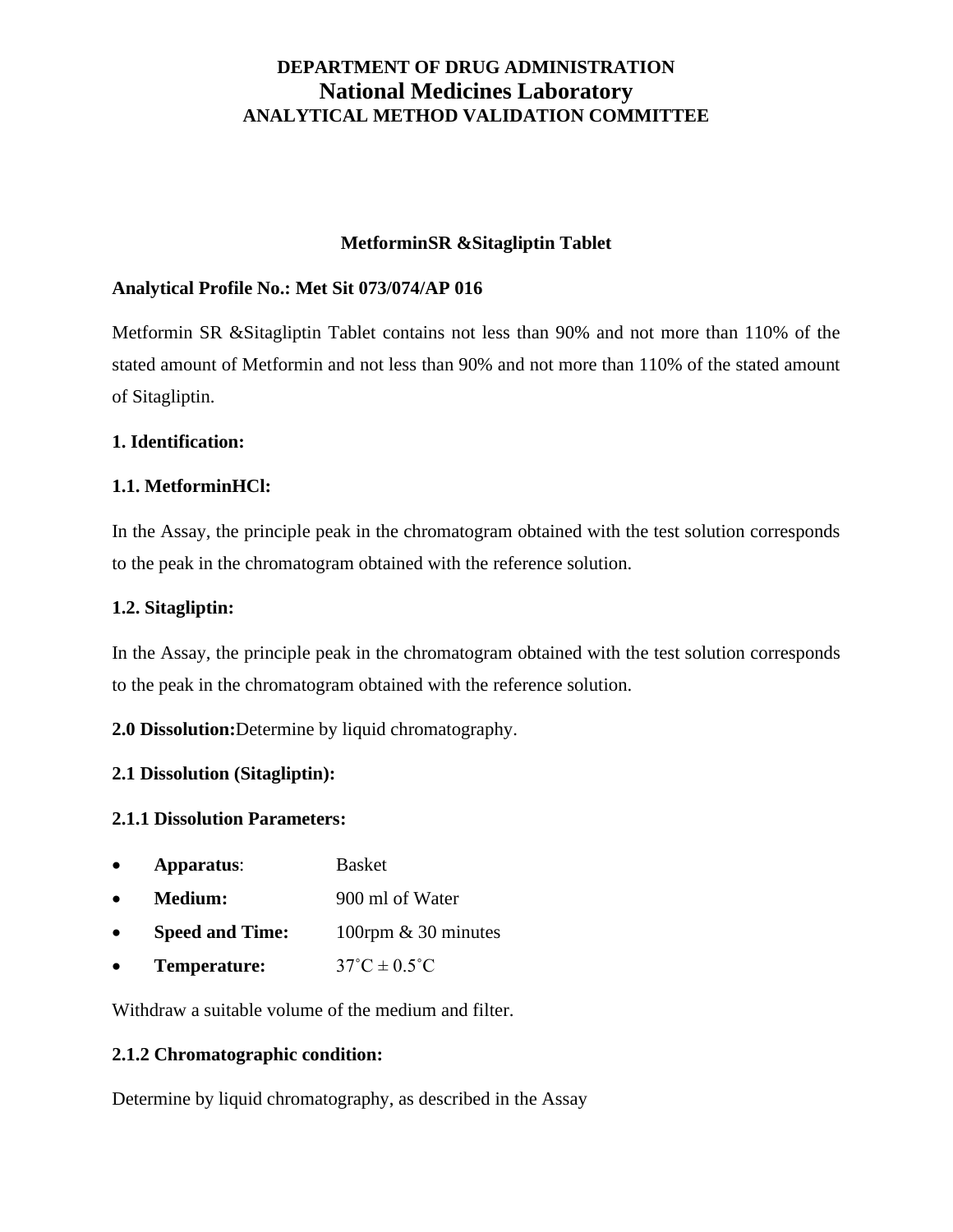**DEPARTMENT OF DRUG ADMINISTRATION**

# National Medicines Laboratory

**ANALYTICAL METHOD VALIDATION COMMITTEE**

## MetforminSR &Sitagliptin Tablet

**Analytical Profile No.: Met Sit 073/074/AP 016**

Metformin SR &Sitagliptin Tablet contains not less than 90% and not more than 110% of the stated amount of Metformin and not less than 90% and not more than 110% of the stated amount of Sitagliptin.

### 1. Identification:

#### 1.1. MetforminHCl:

In the Assay, the principle peak in the chromatogram obtained with the test solution corresponds to the peak in the chromatogram obtained with the reference solution.

#### 1.2. Sitagliptin:

In the Assay, the principle peak in the chromatogram obtained with the test solution corresponds to the peak in the chromatogram obtained with the reference solution.

**2.0 Dissolution:**Determine by liquid chromatography.

### 2.1 Dissolution (Sitagliptin):

#### 2.1.1 Dissolution Parameters:

- **Apparatus**: Basket
- **Medium:** 900 ml of Water
- **Speed and Time:** 100rpm & 30 minutes
- **Temperature:** 37˚C ± 0.5˚C

Withdraw a suitable volume of the medium and filter.

#### 2.1.2 Chromatographic condition:

Determine by liquid chromatography, as described in the Assay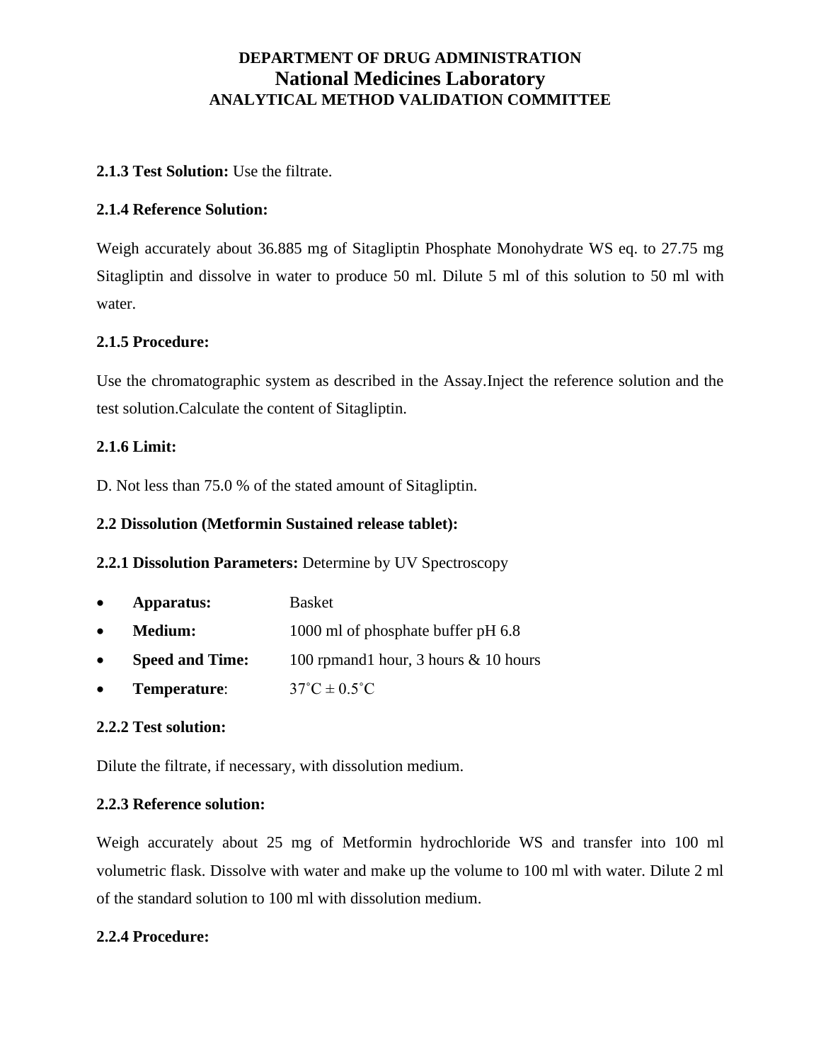**2.1.3 Test Solution:** Use the filtrate.

**2.1.4 Reference Solution:**

Weigh accurately about 36.885 mg of Sitagliptin Phosphate Monohydrate WS eq. to 27.75 mg Sitagliptin and dissolve in water to produce 50 ml. Dilute 5 ml of this solution to 50 ml with water.

**2.1.5 Procedure:**

Use the chromatographic system as described in the Assay.Inject the reference solution and the test solution.Calculate the content of Sitagliptin.

**2.1.6 Limit:**

D. Not less than 75.0 % of the stated amount of Sitagliptin.

**2.2 Dissolution (Metformin Sustained release tablet):**

**2.2.1 Dissolution Parameters:** Determine by UV Spectroscopy

- **Apparatus:** Basket
- **Medium:** 1000 ml of phosphate buffer pH 6.8
- **Speed and Time:** 100 rpmand1 hour, 3 hours & 10 hours
- **Temperature**: 37˚C ± 0.5˚C

**2.2.2 Test solution:**

Dilute the filtrate, if necessary, with dissolution medium.

**2.2.3 Reference solution:**

Weigh accurately about 25 mg of Metformin hydrochloride WS and transfer into 100 ml volumetric flask. Dissolve with water and make up the volume to 100 ml with water. Dilute 2 ml of the standard solution to 100 ml with dissolution medium.

**2.2.4 Procedure:**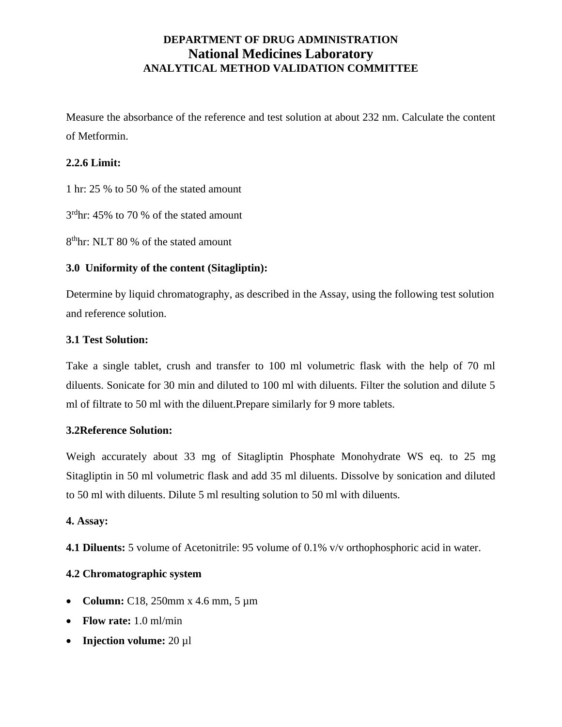Measure the absorbance of the reference and test solution at about 232 nm. Calculate the content of Metformin.

**2.2.6 Limit:**

1 hr: 25 % to 50 % of the stated amount

3rdhr: 45% to 70 % of the stated amount

8ththr: NLT 80 % of the stated amount

**3.0 Uniformity of the content (Sitagliptin):**

Determine by liquid chromatography, as described in the Assay, using the following test solution and reference solution.

**3.1 Test Solution:**

Take a single tablet, crush and transfer to 100 ml volumetric flask with the help of 70 ml diluents. Sonicate for 30 min and diluted to 100 ml with diluents. Filter the solution and dilute 5 ml of filtrate to 50 ml with the diluent.Prepare similarly for 9 more tablets.

**3.2Reference Solution:**

Weigh accurately about 33 mg of Sitagliptin Phosphate Monohydrate WS eq. to 25 mg Sitagliptin in 50 ml volumetric flask and add 35 ml diluents. Dissolve by sonication and diluted to 50 ml with diluents. Dilute 5 ml resulting solution to 50 ml with diluents.

**4. Assay:**

**4.1 Diluents:** 5 volume of Acetonitrile: 95 volume of 0.1% v/v orthophosphoric acid in water.

**4.2 Chromatographic system**

- **Column:** C18, 250mm x 4.6 mm, 5 µm
- **Flow rate:** 1.0 ml/min
- **Injection volume:** 20 µl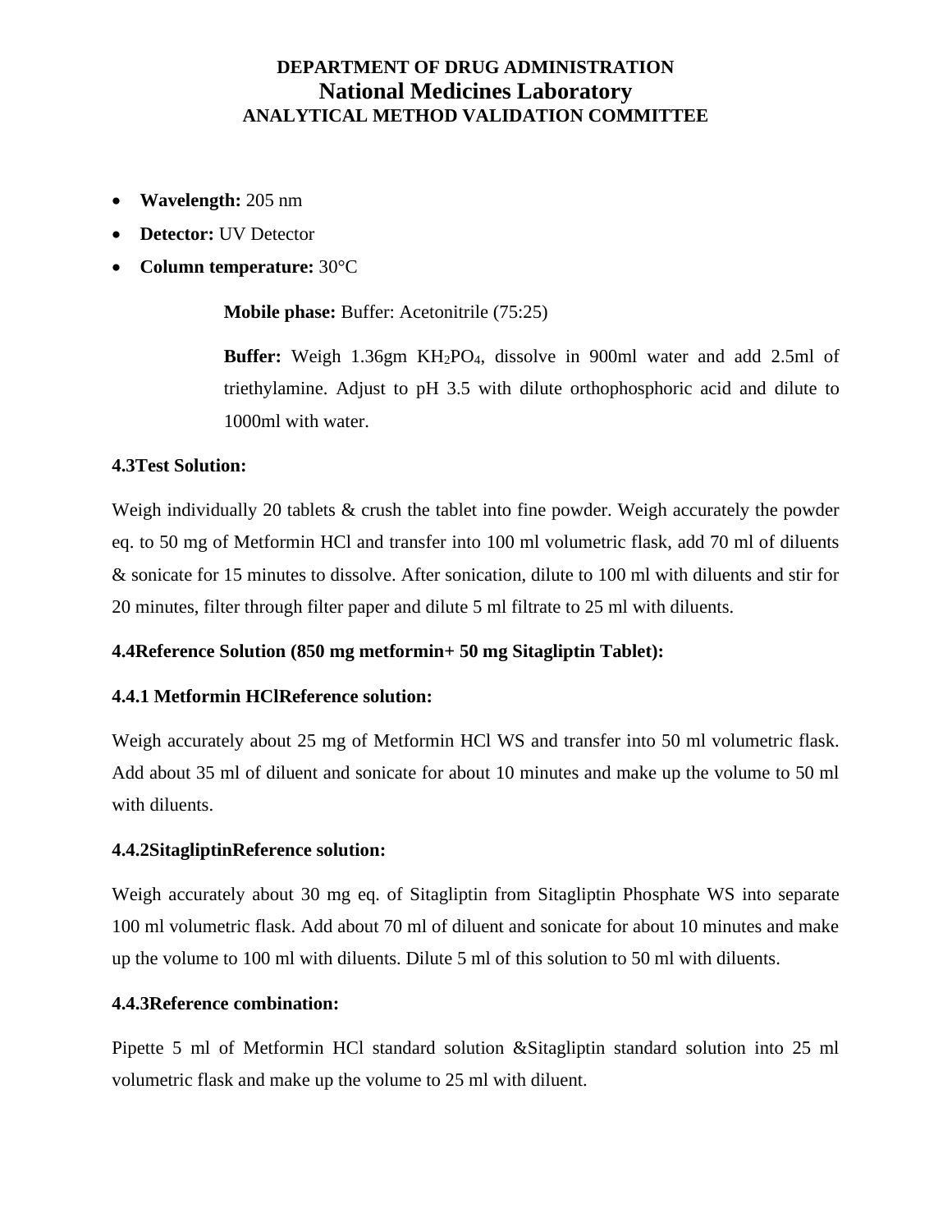**DEPARTMENT OF DRUG ADMINISTRATION**
**National Medicines Laboratory**
**ANALYTICAL METHOD VALIDATION COMMITTEE**

- **Wavelength:** 205 nm
- **Detector:** UV Detector
- **Column temperature:** 30°C

**Mobile phase:** Buffer: Acetonitrile (75:25)

**Buffer:** Weigh 1.36gm $KH_2PO_4$, dissolve in 900ml water and add 2.5ml of triethylamine. Adjust to pH 3.5 with dilute orthophosphoric acid and dilute to 1000ml with water.

**4.3Test Solution:**

Weigh individually 20 tablets & crush the tablet into fine powder. Weigh accurately the powder eq. to 50 mg of Metformin HCl and transfer into 100 ml volumetric flask, add 70 ml of diluents & sonicate for 15 minutes to dissolve. After sonication, dilute to 100 ml with diluents and stir for 20 minutes, filter through filter paper and dilute 5 ml filtrate to 25 ml with diluents.

**4.4Reference Solution (850 mg metformin+ 50 mg Sitagliptin Tablet):**

**4.4.1 Metformin HClReference solution:**

Weigh accurately about 25 mg of Metformin HCl WS and transfer into 50 ml volumetric flask. Add about 35 ml of diluent and sonicate for about 10 minutes and make up the volume to 50 ml with diluents.

**4.4.2SitagliptinReference solution:**

Weigh accurately about 30 mg eq. of Sitagliptin from Sitagliptin Phosphate WS into separate 100 ml volumetric flask. Add about 70 ml of diluent and sonicate for about 10 minutes and make up the volume to 100 ml with diluents. Dilute 5 ml of this solution to 50 ml with diluents.

**4.4.3Reference combination:**

Pipette 5 ml of Metformin HCl standard solution &Sitagliptin standard solution into 25 ml volumetric flask and make up the volume to 25 ml with diluent.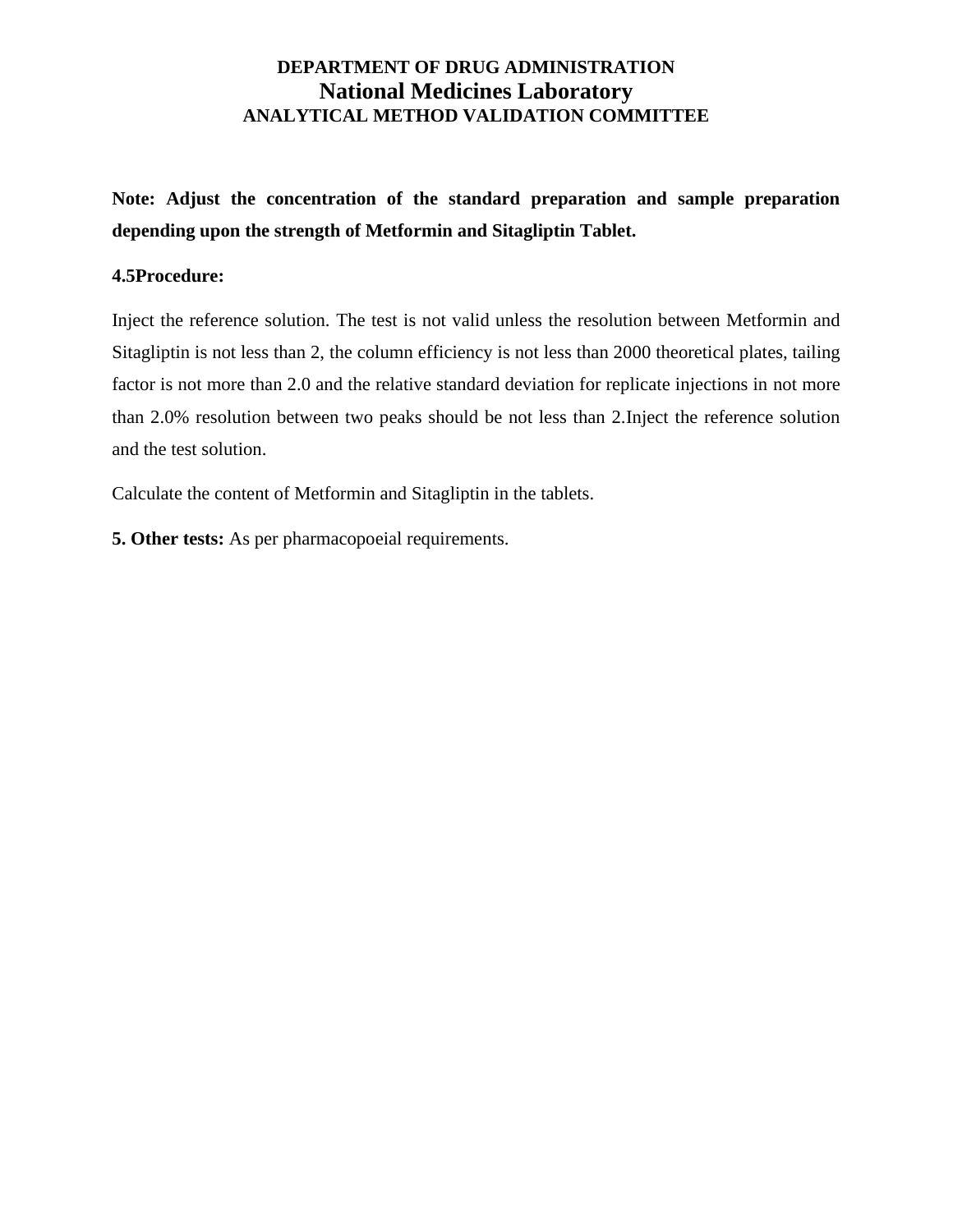**DEPARTMENT OF DRUG ADMINISTRATION**
**National Medicines Laboratory**
**ANALYTICAL METHOD VALIDATION COMMITTEE**

**Note: Adjust the concentration of the standard preparation and sample preparation depending upon the strength of Metformin and Sitagliptin Tablet.**

**4.5Procedure:**

Inject the reference solution. The test is not valid unless the resolution between Metformin and Sitagliptin is not less than 2, the column efficiency is not less than 2000 theoretical plates, tailing factor is not more than 2.0 and the relative standard deviation for replicate injections in not more than 2.0% resolution between two peaks should be not less than 2.Inject the reference solution and the test solution.

Calculate the content of Metformin and Sitagliptin in the tablets.

**5. Other tests:** As per pharmacopoeial requirements.